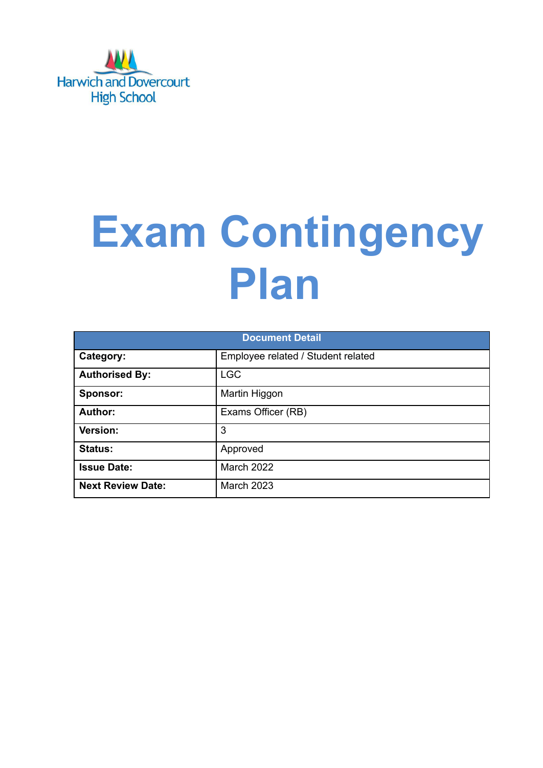Harwich and Dovercourt High School

# Exam Contingency Plan

| Document Detail | |
|---|---|
| **Category:** | Employee related / Student related |
| **Authorised By:** | LGC |
| **Sponsor:** | Martin Higgon |
| **Author:** | Exams Officer (RB) |
| **Version:** | 3 |
| **Status:** | Approved |
| **Issue Date:** | March 2022 |
| **Next Review Date:** | March 2023 |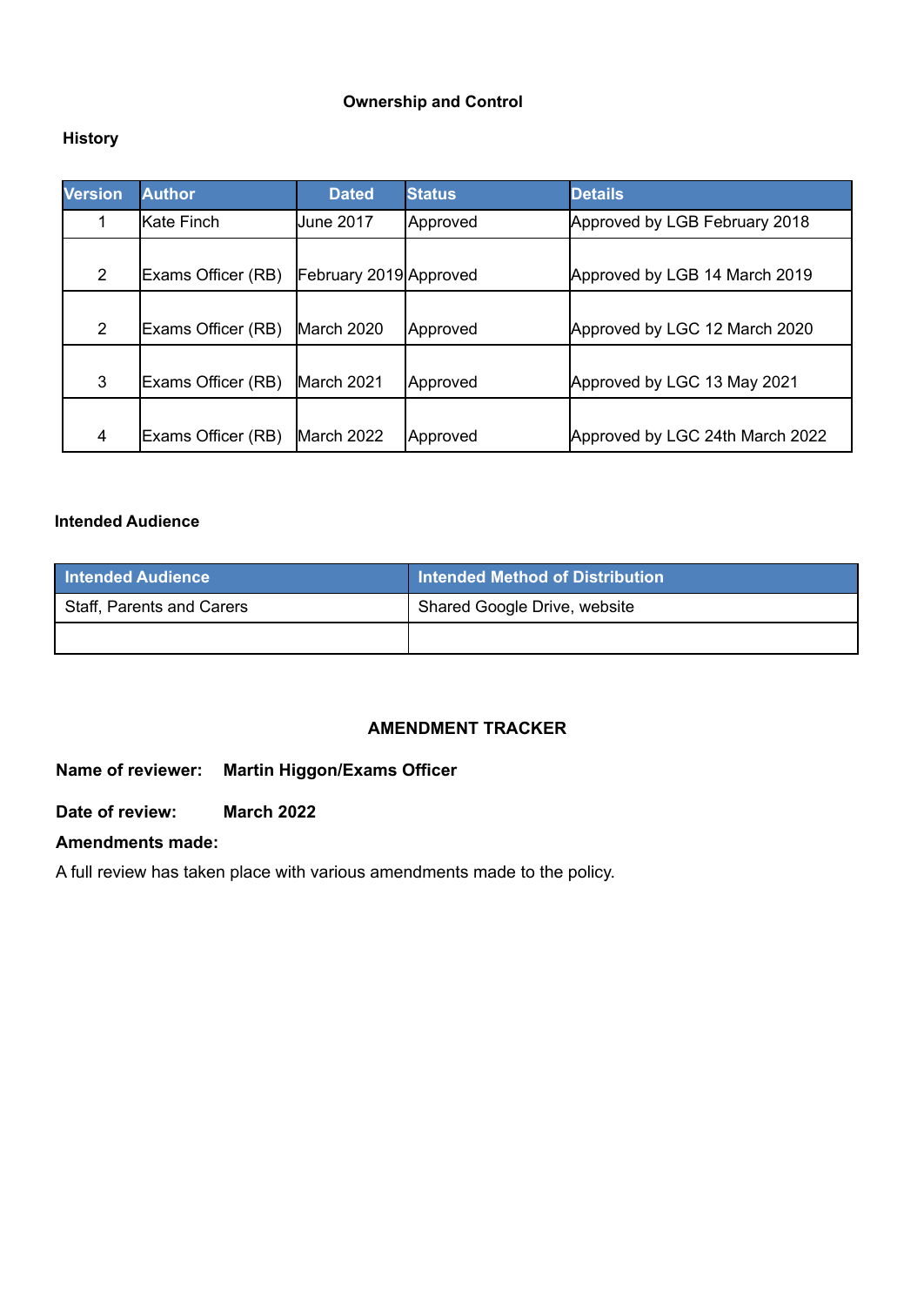## Ownership and Control

### History

| Version | Author | Dated | Status | Details |
|---|---|---|---|---|
| 1 | Kate Finch | June 2017 | Approved | Approved by LGB February 2018 |
| 2 | Exams Officer (RB) | February 2019 | Approved | Approved by LGB 14 March 2019 |
| 2 | Exams Officer (RB) | March 2020 | Approved | Approved by LGC 12 March 2020 |
| 3 | Exams Officer (RB) | March 2021 | Approved | Approved by LGC 13 May 2021 |
| 4 | Exams Officer (RB) | March 2022 | Approved | Approved by LGC 24th March 2022 |

### Intended Audience

| Intended Audience | Intended Method of Distribution |
|---|---|
| Staff, Parents and Carers | Shared Google Drive, website |
| | |

## AMENDMENT TRACKER

**Name of reviewer:** **Martin Higgon/Exams Officer**

**Date of review:** **March 2022**

**Amendments made:**

A full review has taken place with various amendments made to the policy.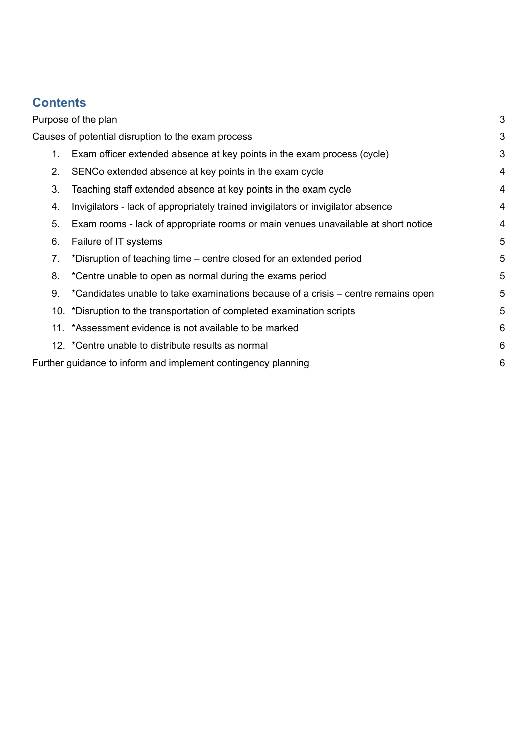## Contents

- Purpose of the plan 3
- Causes of potential disruption to the exam process 3
    1. Exam officer extended absence at key points in the exam process (cycle) 3
    2. SENCo extended absence at key points in the exam cycle 4
    3. Teaching staff extended absence at key points in the exam cycle 4
    4. Invigilators - lack of appropriately trained invigilators or invigilator absence 4
    5. Exam rooms - lack of appropriate rooms or main venues unavailable at short notice 4
    6. Failure of IT systems 5
    7. *Disruption of teaching time – centre closed for an extended period 5
    8. *Centre unable to open as normal during the exams period 5
    9. *Candidates unable to take examinations because of a crisis – centre remains open 5
    10. *Disruption to the transportation of completed examination scripts 5
    11. *Assessment evidence is not available to be marked 6
    12. *Centre unable to distribute results as normal 6
- Further guidance to inform and implement contingency planning 6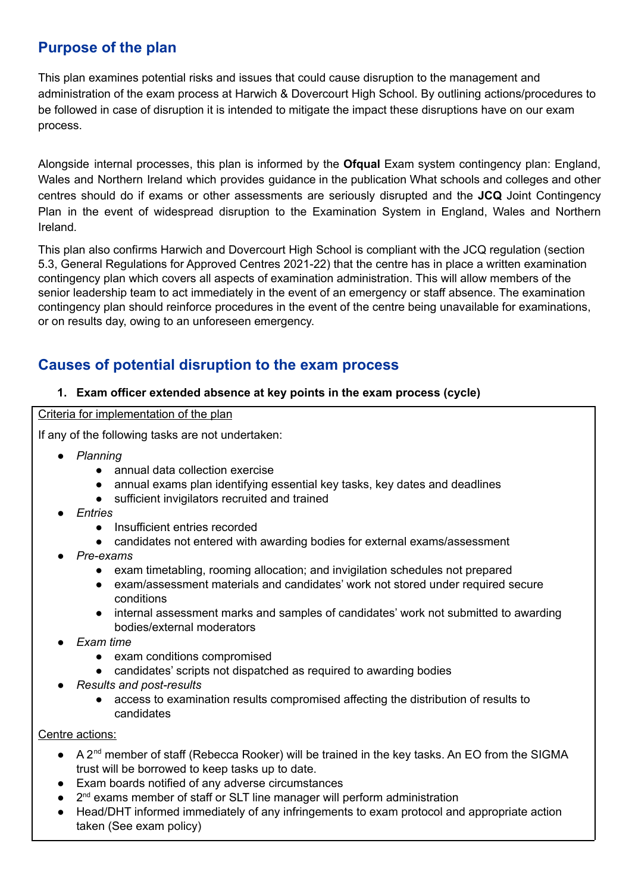## Purpose of the plan

This plan examines potential risks and issues that could cause disruption to the management and administration of the exam process at Harwich & Dovercourt High School. By outlining actions/procedures to be followed in case of disruption it is intended to mitigate the impact these disruptions have on our exam process.

Alongside internal processes, this plan is informed by the **Ofqual** Exam system contingency plan: England, Wales and Northern Ireland which provides guidance in the publication What schools and colleges and other centres should do if exams or other assessments are seriously disrupted and the **JCQ** Joint Contingency Plan in the event of widespread disruption to the Examination System in England, Wales and Northern Ireland.

This plan also confirms Harwich and Dovercourt High School is compliant with the JCQ regulation (section 5.3, General Regulations for Approved Centres 2021-22) that the centre has in place a written examination contingency plan which covers all aspects of examination administration. This will allow members of the senior leadership team to act immediately in the event of an emergency or staff absence. The examination contingency plan should reinforce procedures in the event of the centre being unavailable for examinations, or on results day, owing to an unforeseen emergency.

## Causes of potential disruption to the exam process

1. **Exam officer extended absence at key points in the exam process (cycle)**

Criteria for implementation of the plan

If any of the following tasks are not undertaken:

- *Planning*
    - annual data collection exercise
    - annual exams plan identifying essential key tasks, key dates and deadlines
    - sufficient invigilators recruited and trained
- *Entries*
    - Insufficient entries recorded
    - candidates not entered with awarding bodies for external exams/assessment
- *Pre-exams*
    - exam timetabling, rooming allocation; and invigilation schedules not prepared
    - exam/assessment materials and candidates' work not stored under required secure conditions
    - internal assessment marks and samples of candidates' work not submitted to awarding bodies/external moderators
- *Exam time*
    - exam conditions compromised
    - candidates' scripts not dispatched as required to awarding bodies
- *Results and post-results*
    - access to examination results compromised affecting the distribution of results to candidates

Centre actions:

- A 2nd member of staff (Rebecca Rooker) will be trained in the key tasks. An EO from the SIGMA trust will be borrowed to keep tasks up to date.
- Exam boards notified of any adverse circumstances
- 2nd exams member of staff or SLT line manager will perform administration
- Head/DHT informed immediately of any infringements to exam protocol and appropriate action taken (See exam policy)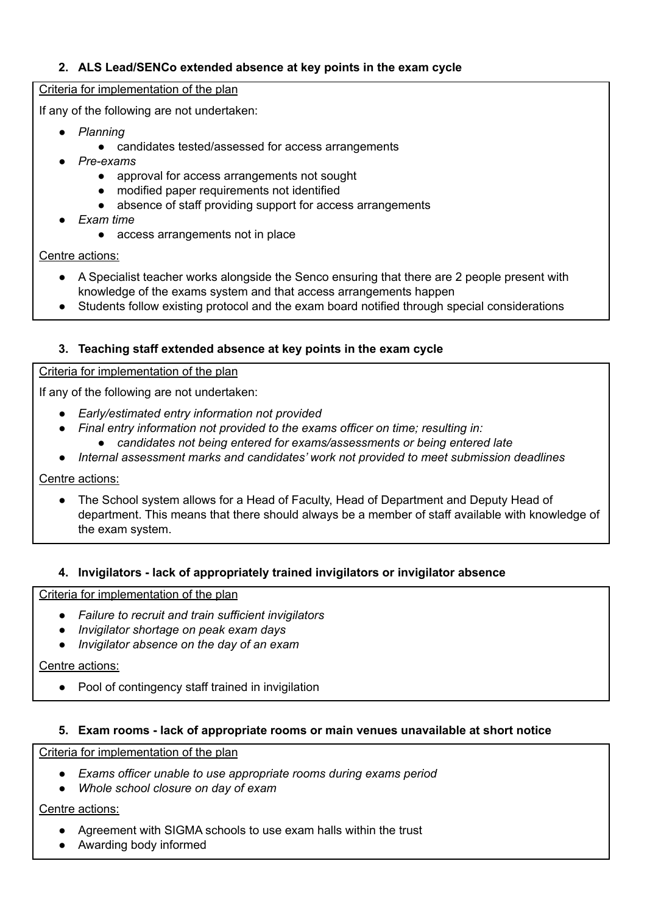2. **ALS Lead/SENCo extended absence at key points in the exam cycle**

Criteria for implementation of the plan

If any of the following are not undertaken:

- *Planning*
  - candidates tested/assessed for access arrangements
- *Pre-exams*
  - approval for access arrangements not sought
  - modified paper requirements not identified
  - absence of staff providing support for access arrangements
- *Exam time*
  - access arrangements not in place

Centre actions:

- A Specialist teacher works alongside the Senco ensuring that there are 2 people present with knowledge of the exams system and that access arrangements happen
- Students follow existing protocol and the exam board notified through special considerations

3. **Teaching staff extended absence at key points in the exam cycle**

Criteria for implementation of the plan

If any of the following are not undertaken:

- *Early/estimated entry information not provided*
- *Final entry information not provided to the exams officer on time; resulting in:*
  - *candidates not being entered for exams/assessments or being entered late*
- *Internal assessment marks and candidates' work not provided to meet submission deadlines*

Centre actions:

- The School system allows for a Head of Faculty, Head of Department and Deputy Head of department. This means that there should always be a member of staff available with knowledge of the exam system.

4. **Invigilators - lack of appropriately trained invigilators or invigilator absence**

Criteria for implementation of the plan

- *Failure to recruit and train sufficient invigilators*
- *Invigilator shortage on peak exam days*
- *Invigilator absence on the day of an exam*

Centre actions:

- Pool of contingency staff trained in invigilation

5. **Exam rooms - lack of appropriate rooms or main venues unavailable at short notice**

Criteria for implementation of the plan

- *Exams officer unable to use appropriate rooms during exams period*
- *Whole school closure on day of exam*

Centre actions:

- Agreement with SIGMA schools to use exam halls within the trust
- Awarding body informed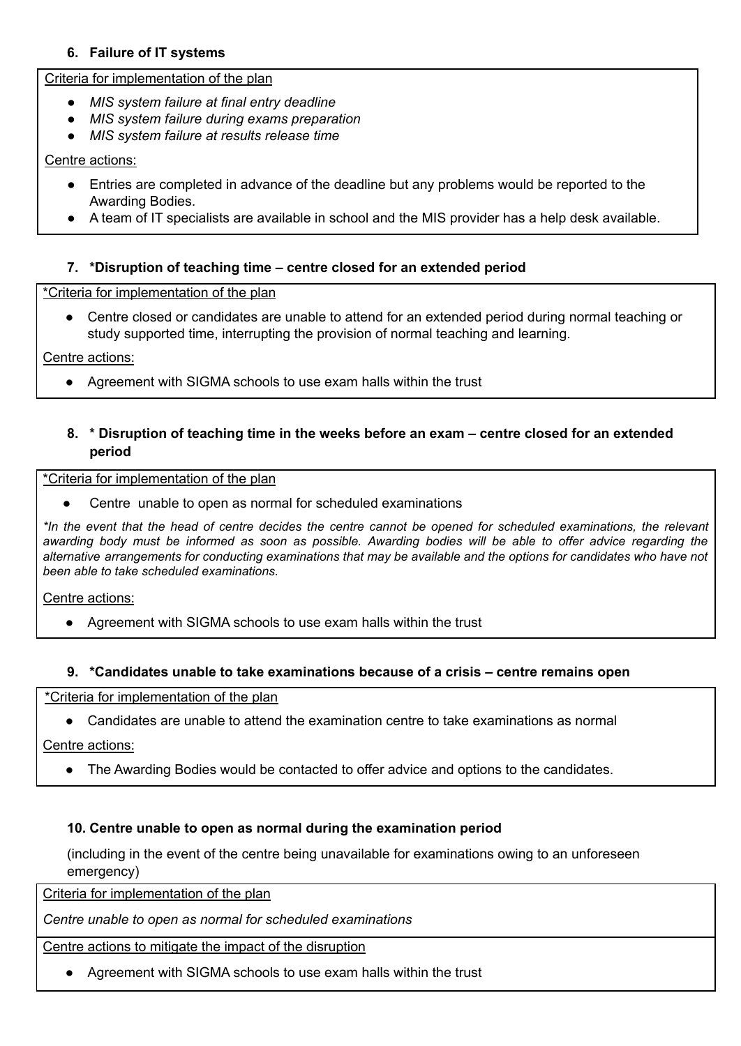### 6. Failure of IT systems

Criteria for implementation of the plan

- *MIS system failure at final entry deadline*
- *MIS system failure during exams preparation*
- *MIS system failure at results release time*

Centre actions:

- Entries are completed in advance of the deadline but any problems would be reported to the Awarding Bodies.
- A team of IT specialists are available in school and the MIS provider has a help desk available.

### 7. *Disruption of teaching time – centre closed for an extended period

*Criteria for implementation of the plan

- Centre closed or candidates are unable to attend for an extended period during normal teaching or study supported time, interrupting the provision of normal teaching and learning.

Centre actions:

- Agreement with SIGMA schools to use exam halls within the trust

### 8. * Disruption of teaching time in the weeks before an exam – centre closed for an extended period

*Criteria for implementation of the plan

- Centre unable to open as normal for scheduled examinations

*\*In the event that the head of centre decides the centre cannot be opened for scheduled examinations, the relevant awarding body must be informed as soon as possible. Awarding bodies will be able to offer advice regarding the alternative arrangements for conducting examinations that may be available and the options for candidates who have not been able to take scheduled examinations.*

Centre actions:

- Agreement with SIGMA schools to use exam halls within the trust

### 9. *Candidates unable to take examinations because of a crisis – centre remains open

*Criteria for implementation of the plan

- Candidates are unable to attend the examination centre to take examinations as normal

Centre actions:

- The Awarding Bodies would be contacted to offer advice and options to the candidates.

### 10. Centre unable to open as normal during the examination period

(including in the event of the centre being unavailable for examinations owing to an unforeseen emergency)

Criteria for implementation of the plan

*Centre unable to open as normal for scheduled examinations*

Centre actions to mitigate the impact of the disruption

- Agreement with SIGMA schools to use exam halls within the trust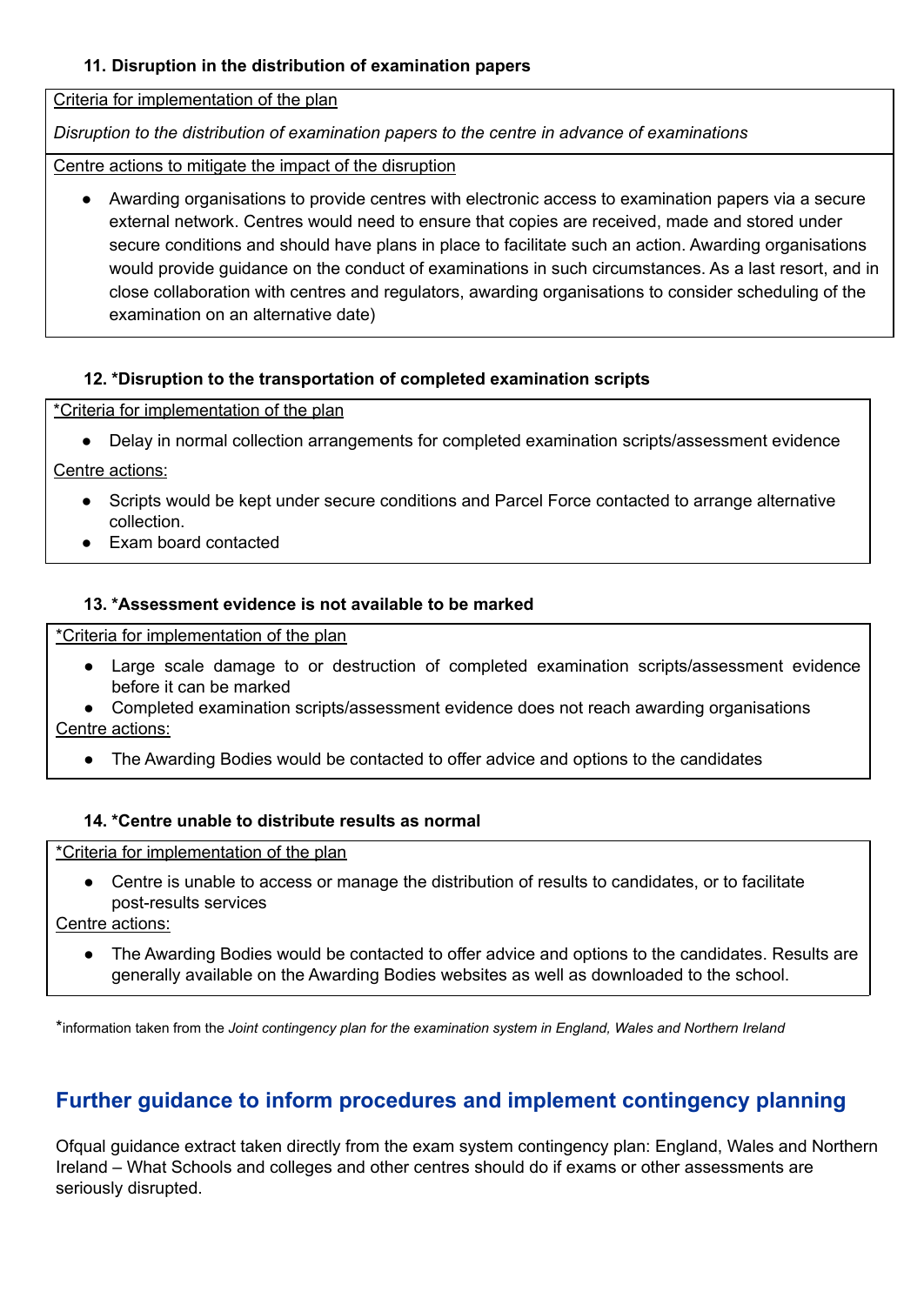#### 11. Disruption in the distribution of examination papers

Criteria for implementation of the plan

*Disruption to the distribution of examination papers to the centre in advance of examinations*

Centre actions to mitigate the impact of the disruption

- Awarding organisations to provide centres with electronic access to examination papers via a secure external network. Centres would need to ensure that copies are received, made and stored under secure conditions and should have plans in place to facilitate such an action. Awarding organisations would provide guidance on the conduct of examinations in such circumstances. As a last resort, and in close collaboration with centres and regulators, awarding organisations to consider scheduling of the examination on an alternative date)

#### 12. *Disruption to the transportation of completed examination scripts

*Criteria for implementation of the plan

- Delay in normal collection arrangements for completed examination scripts/assessment evidence

Centre actions:

- Scripts would be kept under secure conditions and Parcel Force contacted to arrange alternative collection.
- Exam board contacted

#### 13. *Assessment evidence is not available to be marked

*Criteria for implementation of the plan

- Large scale damage to or destruction of completed examination scripts/assessment evidence before it can be marked
- Completed examination scripts/assessment evidence does not reach awarding organisations

Centre actions:

- The Awarding Bodies would be contacted to offer advice and options to the candidates

#### 14. *Centre unable to distribute results as normal

*Criteria for implementation of the plan

- Centre is unable to access or manage the distribution of results to candidates, or to facilitate post-results services

Centre actions:

- The Awarding Bodies would be contacted to offer advice and options to the candidates. Results are generally available on the Awarding Bodies websites as well as downloaded to the school.

*information taken from the *Joint contingency plan for the examination system in England, Wales and Northern Ireland*

## Further guidance to inform procedures and implement contingency planning

Ofqual guidance extract taken directly from the exam system contingency plan: England, Wales and Northern Ireland – What Schools and colleges and other centres should do if exams or other assessments are seriously disrupted.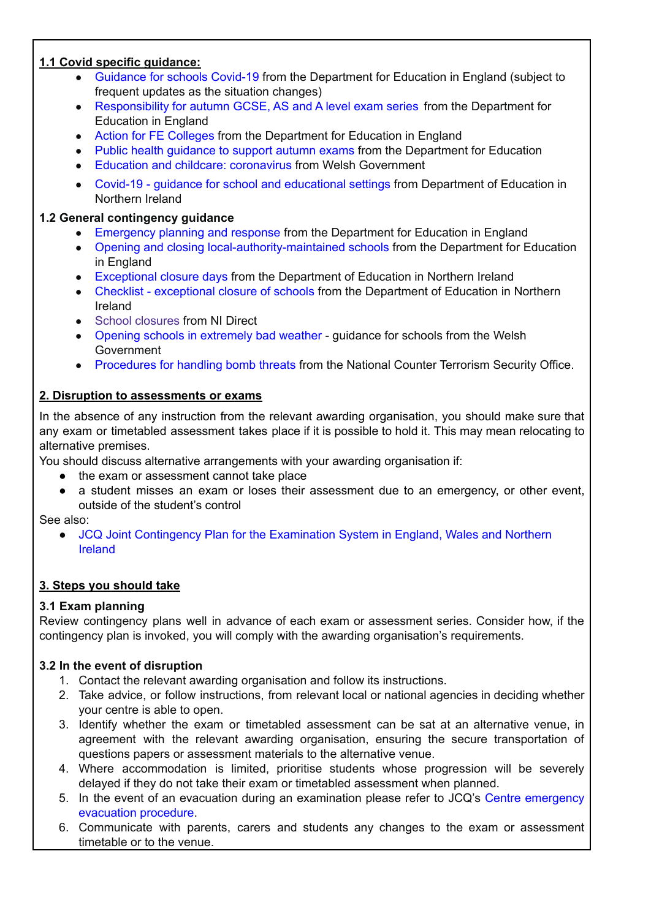**1.1 Covid specific guidance:**

- Guidance for schools Covid-19 from the Department for Education in England (subject to frequent updates as the situation changes)
- Responsibility for autumn GCSE, AS and A level exam series from the Department for Education in England
- Action for FE Colleges from the Department for Education in England
- Public health guidance to support autumn exams from the Department for Education
- Education and childcare: coronavirus from Welsh Government
- Covid-19 - guidance for school and educational settings from Department of Education in Northern Ireland

**1.2 General contingency guidance**

- Emergency planning and response from the Department for Education in England
- Opening and closing local-authority-maintained schools from the Department for Education in England
- Exceptional closure days from the Department of Education in Northern Ireland
- Checklist - exceptional closure of schools from the Department of Education in Northern Ireland
- School closures from NI Direct
- Opening schools in extremely bad weather - guidance for schools from the Welsh Government
- Procedures for handling bomb threats from the National Counter Terrorism Security Office.

## 2. Disruption to assessments or exams

In the absence of any instruction from the relevant awarding organisation, you should make sure that any exam or timetabled assessment takes place if it is possible to hold it. This may mean relocating to alternative premises.

You should discuss alternative arrangements with your awarding organisation if:

- the exam or assessment cannot take place
- a student misses an exam or loses their assessment due to an emergency, or other event, outside of the student's control

See also:

- JCQ Joint Contingency Plan for the Examination System in England, Wales and Northern Ireland

## 3. Steps you should take

### 3.1 Exam planning

Review contingency plans well in advance of each exam or assessment series. Consider how, if the contingency plan is invoked, you will comply with the awarding organisation's requirements.

### 3.2 In the event of disruption

1. Contact the relevant awarding organisation and follow its instructions.
2. Take advice, or follow instructions, from relevant local or national agencies in deciding whether your centre is able to open.
3. Identify whether the exam or timetabled assessment can be sat at an alternative venue, in agreement with the relevant awarding organisation, ensuring the secure transportation of questions papers or assessment materials to the alternative venue.
4. Where accommodation is limited, prioritise students whose progression will be severely delayed if they do not take their exam or timetabled assessment when planned.
5. In the event of an evacuation during an examination please refer to JCQ's Centre emergency evacuation procedure.
6. Communicate with parents, carers and students any changes to the exam or assessment timetable or to the venue.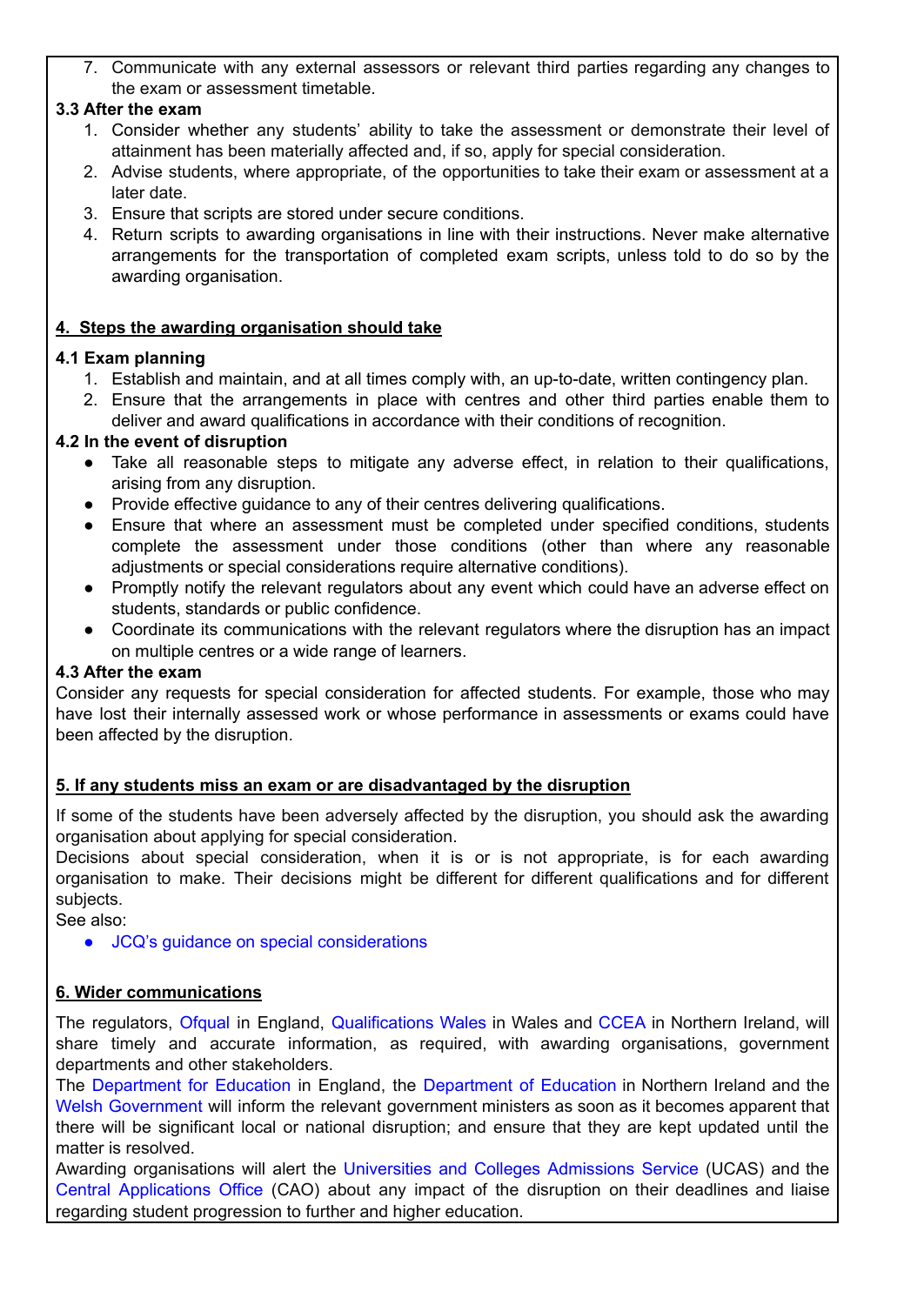7. Communicate with any external assessors or relevant third parties regarding any changes to the exam or assessment timetable.

### 3.3 After the exam

1. Consider whether any students' ability to take the assessment or demonstrate their level of attainment has been materially affected and, if so, apply for special consideration.
2. Advise students, where appropriate, of the opportunities to take their exam or assessment at a later date.
3. Ensure that scripts are stored under secure conditions.
4. Return scripts to awarding organisations in line with their instructions. Never make alternative arrangements for the transportation of completed exam scripts, unless told to do so by the awarding organisation.

## 4. Steps the awarding organisation should take

### 4.1 Exam planning

1. Establish and maintain, and at all times comply with, an up-to-date, written contingency plan.
2. Ensure that the arrangements in place with centres and other third parties enable them to deliver and award qualifications in accordance with their conditions of recognition.

### 4.2 In the event of disruption

- Take all reasonable steps to mitigate any adverse effect, in relation to their qualifications, arising from any disruption.
- Provide effective guidance to any of their centres delivering qualifications.
- Ensure that where an assessment must be completed under specified conditions, students complete the assessment under those conditions (other than where any reasonable adjustments or special considerations require alternative conditions).
- Promptly notify the relevant regulators about any event which could have an adverse effect on students, standards or public confidence.
- Coordinate its communications with the relevant regulators where the disruption has an impact on multiple centres or a wide range of learners.

### 4.3 After the exam

Consider any requests for special consideration for affected students. For example, those who may have lost their internally assessed work or whose performance in assessments or exams could have been affected by the disruption.

## 5. If any students miss an exam or are disadvantaged by the disruption

If some of the students have been adversely affected by the disruption, you should ask the awarding organisation about applying for special consideration.

Decisions about special consideration, when it is or is not appropriate, is for each awarding organisation to make. Their decisions might be different for different qualifications and for different subjects.

See also:

- JCQ's guidance on special considerations

## 6. Wider communications

The regulators, Ofqual in England, Qualifications Wales in Wales and CCEA in Northern Ireland, will share timely and accurate information, as required, with awarding organisations, government departments and other stakeholders.

The Department for Education in England, the Department of Education in Northern Ireland and the Welsh Government will inform the relevant government ministers as soon as it becomes apparent that there will be significant local or national disruption; and ensure that they are kept updated until the matter is resolved.

Awarding organisations will alert the Universities and Colleges Admissions Service (UCAS) and the Central Applications Office (CAO) about any impact of the disruption on their deadlines and liaise regarding student progression to further and higher education.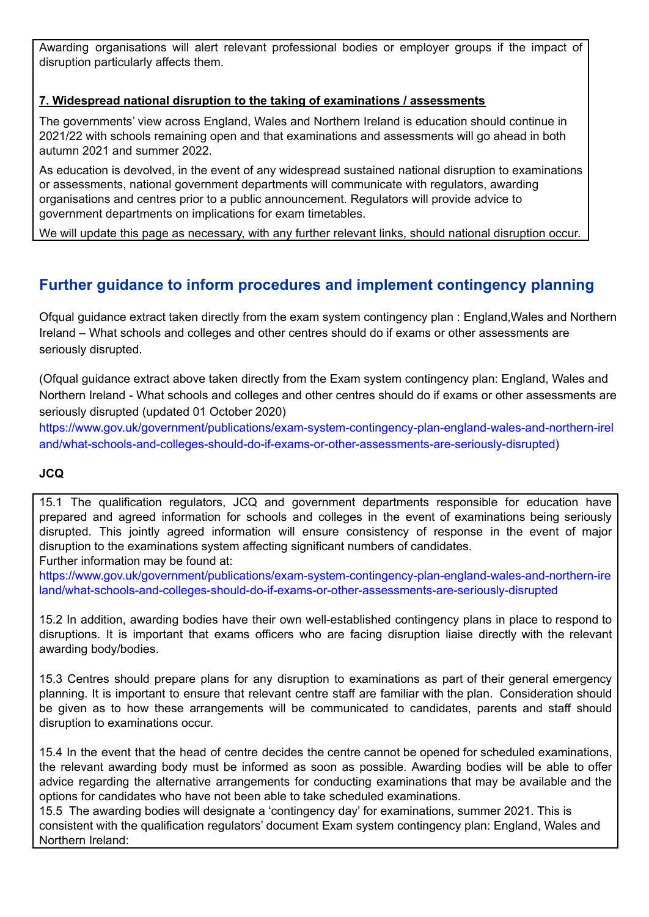Awarding organisations will alert relevant professional bodies or employer groups if the impact of disruption particularly affects them.

**7. Widespread national disruption to the taking of examinations / assessments**

The governments' view across England, Wales and Northern Ireland is education should continue in 2021/22 with schools remaining open and that examinations and assessments will go ahead in both autumn 2021 and summer 2022.

As education is devolved, in the event of any widespread sustained national disruption to examinations or assessments, national government departments will communicate with regulators, awarding organisations and centres prior to a public announcement. Regulators will provide advice to government departments on implications for exam timetables.

We will update this page as necessary, with any further relevant links, should national disruption occur.

## Further guidance to inform procedures and implement contingency planning

Ofqual guidance extract taken directly from the exam system contingency plan : England,Wales and Northern Ireland – What schools and colleges and other centres should do if exams or other assessments are seriously disrupted.

(Ofqual guidance extract above taken directly from the Exam system contingency plan: England, Wales and Northern Ireland - What schools and colleges and other centres should do if exams or other assessments are seriously disrupted (updated 01 October 2020)
https://www.gov.uk/government/publications/exam-system-contingency-plan-england-wales-and-northern-ireland/what-schools-and-colleges-should-do-if-exams-or-other-assessments-are-seriously-disrupted)

**JCQ**

15.1 The qualification regulators, JCQ and government departments responsible for education have prepared and agreed information for schools and colleges in the event of examinations being seriously disrupted. This jointly agreed information will ensure consistency of response in the event of major disruption to the examinations system affecting significant numbers of candidates.
Further information may be found at:
https://www.gov.uk/government/publications/exam-system-contingency-plan-england-wales-and-northern-ireland/what-schools-and-colleges-should-do-if-exams-or-other-assessments-are-seriously-disrupted

15.2 In addition, awarding bodies have their own well-established contingency plans in place to respond to disruptions. It is important that exams officers who are facing disruption liaise directly with the relevant awarding body/bodies.

15.3 Centres should prepare plans for any disruption to examinations as part of their general emergency planning. It is important to ensure that relevant centre staff are familiar with the plan. Consideration should be given as to how these arrangements will be communicated to candidates, parents and staff should disruption to examinations occur.

15.4 In the event that the head of centre decides the centre cannot be opened for scheduled examinations, the relevant awarding body must be informed as soon as possible. Awarding bodies will be able to offer advice regarding the alternative arrangements for conducting examinations that may be available and the options for candidates who have not been able to take scheduled examinations.

15.5 The awarding bodies will designate a 'contingency day' for examinations, summer 2021. This is consistent with the qualification regulators' document Exam system contingency plan: England, Wales and Northern Ireland: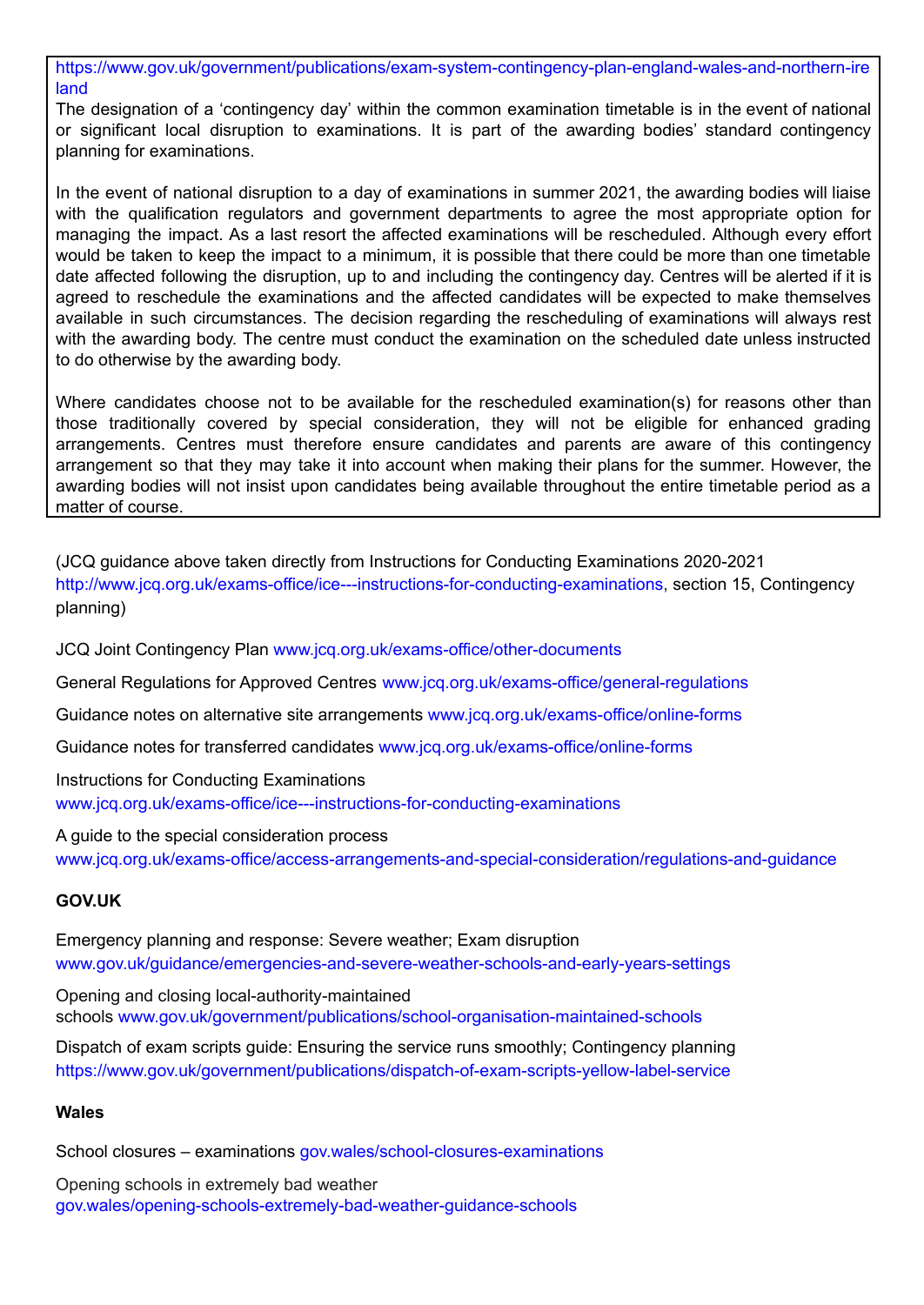https://www.gov.uk/government/publications/exam-system-contingency-plan-england-wales-and-northern-ireland

The designation of a 'contingency day' within the common examination timetable is in the event of national or significant local disruption to examinations. It is part of the awarding bodies' standard contingency planning for examinations.

In the event of national disruption to a day of examinations in summer 2021, the awarding bodies will liaise with the qualification regulators and government departments to agree the most appropriate option for managing the impact. As a last resort the affected examinations will be rescheduled. Although every effort would be taken to keep the impact to a minimum, it is possible that there could be more than one timetable date affected following the disruption, up to and including the contingency day. Centres will be alerted if it is agreed to reschedule the examinations and the affected candidates will be expected to make themselves available in such circumstances. The decision regarding the rescheduling of examinations will always rest with the awarding body. The centre must conduct the examination on the scheduled date unless instructed to do otherwise by the awarding body.

Where candidates choose not to be available for the rescheduled examination(s) for reasons other than those traditionally covered by special consideration, they will not be eligible for enhanced grading arrangements. Centres must therefore ensure candidates and parents are aware of this contingency arrangement so that they may take it into account when making their plans for the summer. However, the awarding bodies will not insist upon candidates being available throughout the entire timetable period as a matter of course.

(JCQ guidance above taken directly from Instructions for Conducting Examinations 2020-2021 http://www.jcq.org.uk/exams-office/ice---instructions-for-conducting-examinations, section 15, Contingency planning)

JCQ Joint Contingency Plan www.jcq.org.uk/exams-office/other-documents

General Regulations for Approved Centres www.jcq.org.uk/exams-office/general-regulations

Guidance notes on alternative site arrangements www.jcq.org.uk/exams-office/online-forms

Guidance notes for transferred candidates www.jcq.org.uk/exams-office/online-forms

Instructions for Conducting Examinations
www.jcq.org.uk/exams-office/ice---instructions-for-conducting-examinations

A guide to the special consideration process
www.jcq.org.uk/exams-office/access-arrangements-and-special-consideration/regulations-and-guidance

**GOV.UK**

Emergency planning and response: Severe weather; Exam disruption
www.gov.uk/guidance/emergencies-and-severe-weather-schools-and-early-years-settings

Opening and closing local-authority-maintained schools www.gov.uk/government/publications/school-organisation-maintained-schools

Dispatch of exam scripts guide: Ensuring the service runs smoothly; Contingency planning
https://www.gov.uk/government/publications/dispatch-of-exam-scripts-yellow-label-service

**Wales**

School closures – examinations gov.wales/school-closures-examinations

Opening schools in extremely bad weather
gov.wales/opening-schools-extremely-bad-weather-guidance-schools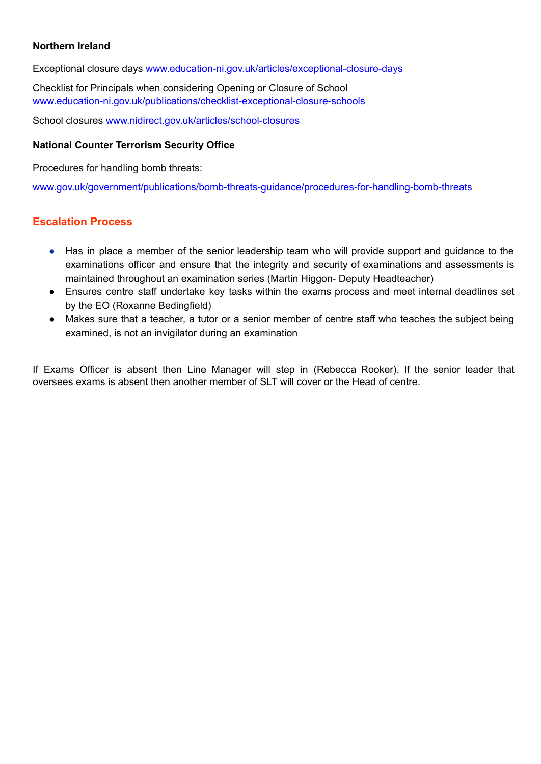**Northern Ireland**

Exceptional closure days www.education-ni.gov.uk/articles/exceptional-closure-days

Checklist for Principals when considering Opening or Closure of School www.education-ni.gov.uk/publications/checklist-exceptional-closure-schools

School closures www.nidirect.gov.uk/articles/school-closures

**National Counter Terrorism Security Office**

Procedures for handling bomb threats:

www.gov.uk/government/publications/bomb-threats-guidance/procedures-for-handling-bomb-threats

## Escalation Process

- Has in place a member of the senior leadership team who will provide support and guidance to the examinations officer and ensure that the integrity and security of examinations and assessments is maintained throughout an examination series (Martin Higgon- Deputy Headteacher)
- Ensures centre staff undertake key tasks within the exams process and meet internal deadlines set by the EO (Roxanne Bedingfield)
- Makes sure that a teacher, a tutor or a senior member of centre staff who teaches the subject being examined, is not an invigilator during an examination

If Exams Officer is absent then Line Manager will step in (Rebecca Rooker). If the senior leader that oversees exams is absent then another member of SLT will cover or the Head of centre.